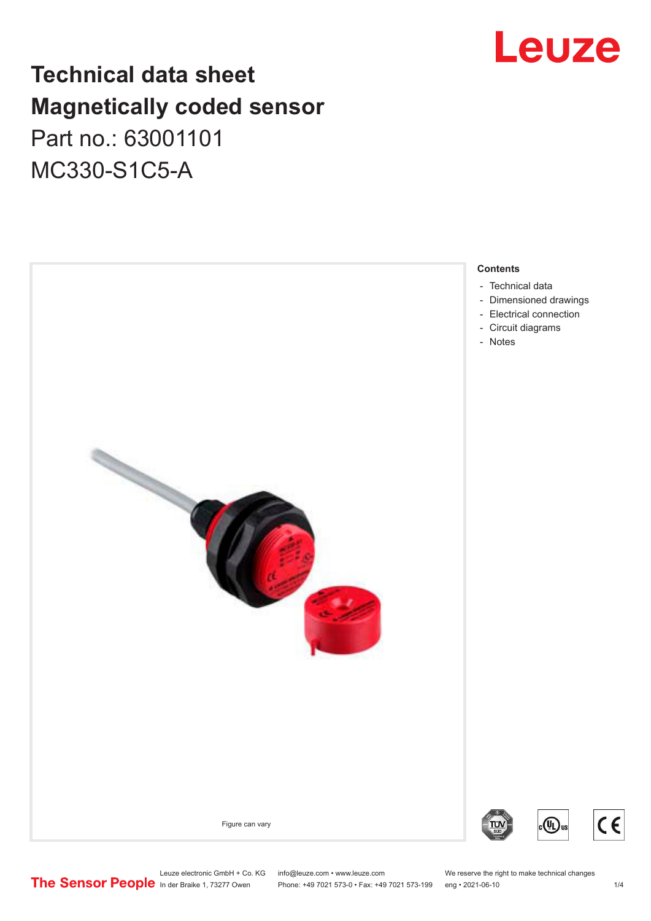# Technical data sheet
# Magnetically coded sensor

Part no.: 63001101

MC330-S1C5-A

Figure can vary

**Contents**

- Technical data
- Dimensioned drawings
- Electrical connection
- Circuit diagrams
- Notes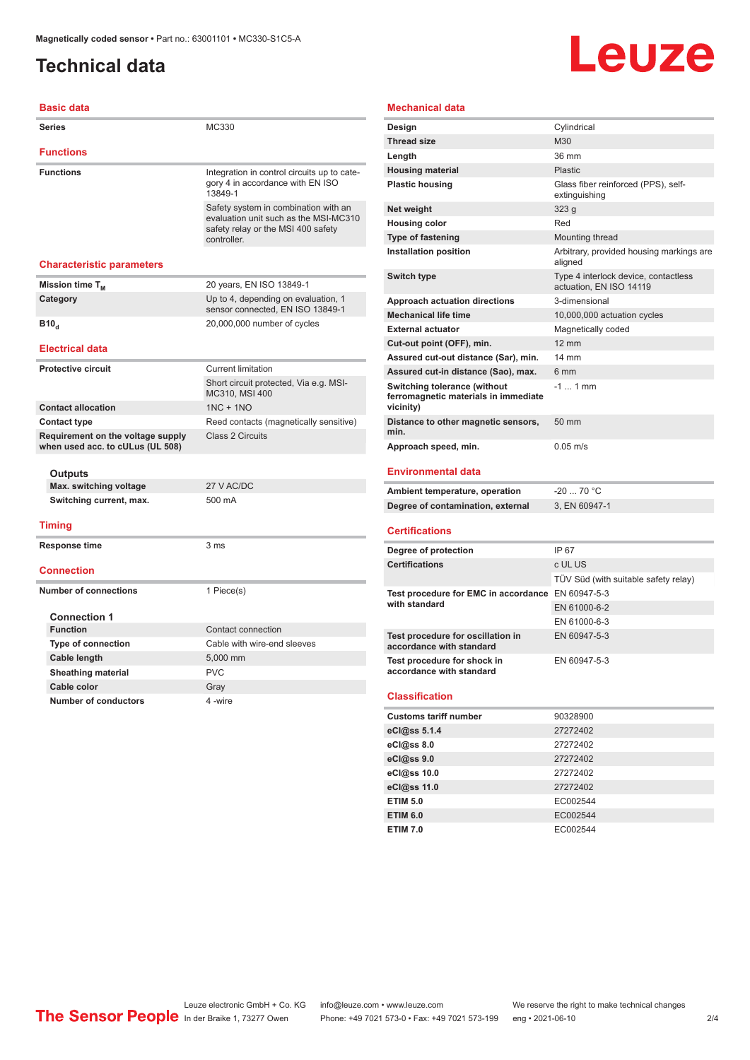Magnetically coded sensor • Part no.: 63001101 • MC330-S1C5-A

# Technical data

## Basic data

| | |
|---|---|
| **Series** | MC330 |

## Functions

| | |
|---|---|
| **Functions** | Integration in control circuits up to category 4 in accordance with EN ISO 13849-1 |
| | Safety system in combination with an evaluation unit such as the MSI-MC310 safety relay or the MSI 400 safety controller. |

## Characteristic parameters

| | |
|---|---|
| **Mission time $T_M$** | 20 years, EN ISO 13849-1 |
| **Category** | Up to 4, depending on evaluation, 1 sensor connected, EN ISO 13849-1 |
| **$B10_d$** | 20,000,000 number of cycles |

## Electrical data

| | |
|---|---|
| **Protective circuit** | Current limitation |
| | Short circuit protected, Via e.g. MSI-MC310, MSI 400 |
| **Contact allocation** | 1NC + 1NO |
| **Contact type** | Reed contacts (magnetically sensitive) |
| **Requirement on the voltage supply when used acc. to cULus (UL 508)** | Class 2 Circuits |

### Outputs

| | |
|---|---|
| **Max. switching voltage** | 27 V AC/DC |
| **Switching current, max.** | 500 mA |

## Timing

| | |
|---|---|
| **Response time** | 3 ms |

## Connection

| | |
|---|---|
| **Number of connections** | 1 Piece(s) |

### Connection 1

| | |
|---|---|
| **Function** | Contact connection |
| **Type of connection** | Cable with wire-end sleeves |
| **Cable length** | 5,000 mm |
| **Sheathing material** | PVC |
| **Cable color** | Gray |
| **Number of conductors** | 4 -wire |

## Mechanical data

| | |
|---|---|
| **Design** | Cylindrical |
| **Thread size** | M30 |
| **Length** | 36 mm |
| **Housing material** | Plastic |
| **Plastic housing** | Glass fiber reinforced (PPS), self-extinguishing |
| **Net weight** | 323 g |
| **Housing color** | Red |
| **Type of fastening** | Mounting thread |
| **Installation position** | Arbitrary, provided housing markings are aligned |
| **Switch type** | Type 4 interlock device, contactless actuation, EN ISO 14119 |
| **Approach actuation directions** | 3-dimensional |
| **Mechanical life time** | 10,000,000 actuation cycles |
| **External actuator** | Magnetically coded |
| **Cut-out point (OFF), min.** | 12 mm |
| **Assured cut-out distance (Sar), min.** | 14 mm |
| **Assured cut-in distance (Sao), max.** | 6 mm |
| **Switching tolerance (without ferromagnetic materials in immediate vicinity)** | -1 ... 1 mm |
| **Distance to other magnetic sensors, min.** | 50 mm |
| **Approach speed, min.** | 0.05 m/s |

## Environmental data

| | |
|---|---|
| **Ambient temperature, operation** | -20 ... 70 °C |
| **Degree of contamination, external** | 3, EN 60947-1 |

## Certifications

| | |
|---|---|
| **Degree of protection** | IP 67 |
| **Certifications** | c UL US |
| | TÜV Süd (with suitable safety relay) |
| **Test procedure for EMC in accordance with standard** | EN 60947-5-3 |
| | EN 61000-6-2 |
| | EN 61000-6-3 |
| **Test procedure for oscillation in accordance with standard** | EN 60947-5-3 |
| **Test procedure for shock in accordance with standard** | EN 60947-5-3 |

## Classification

| | |
|---|---|
| **Customs tariff number** | 90328900 |
| **eCl@ss 5.1.4** | 27272402 |
| **eCl@ss 8.0** | 27272402 |
| **eCl@ss 9.0** | 27272402 |
| **eCl@ss 10.0** | 27272402 |
| **eCl@ss 11.0** | 27272402 |
| **ETIM 5.0** | EC002544 |
| **ETIM 6.0** | EC002544 |
| **ETIM 7.0** | EC002544 |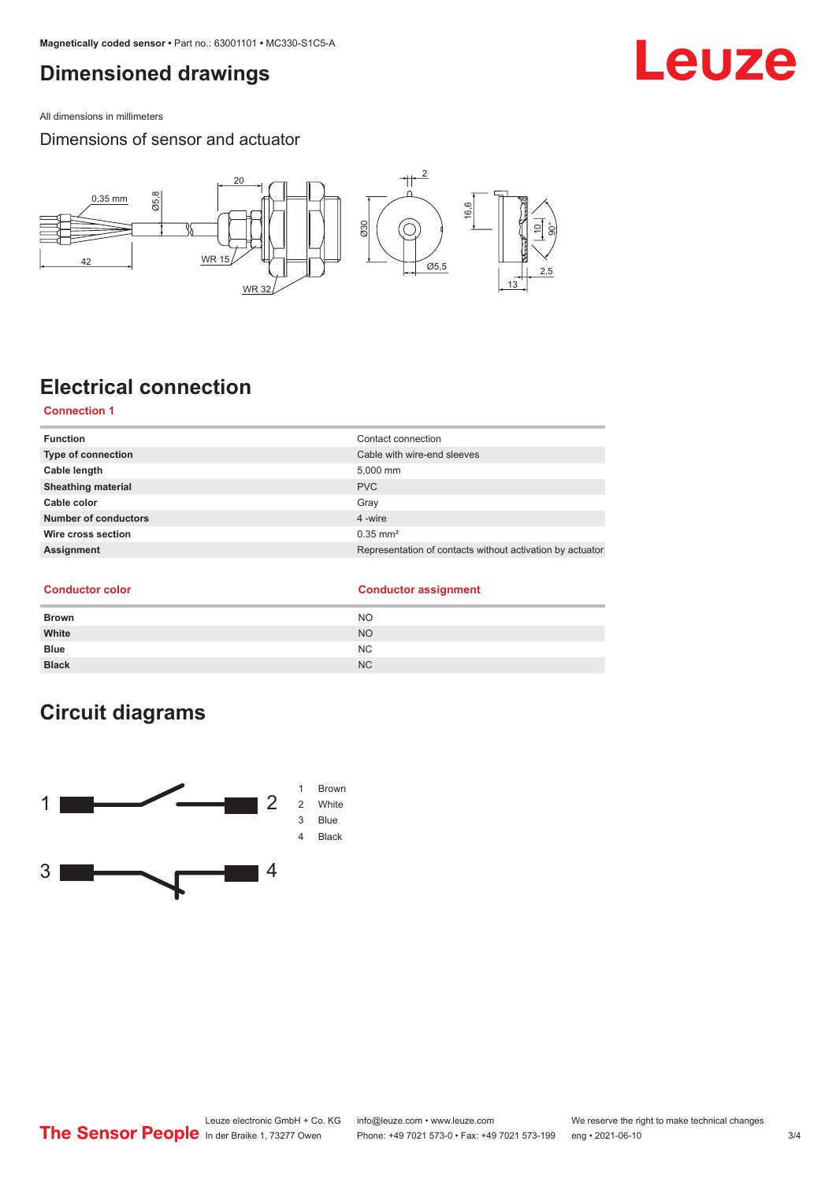# Dimensioned drawings

All dimensions in millimeters

## Dimensions of sensor and actuator

# Electrical connection

### Connection 1

| Function | Contact connection |
|---|---|
| Type of connection | Cable with wire-end sleeves |
| Cable length | 5,000 mm |
| Sheathing material | PVC |
| Cable color | Gray |
| Number of conductors | 4 -wire |
| Wire cross section | 0.35 mm² |
| Assignment | Representation of contacts without activation by actuator |

| Conductor color | Conductor assignment |
|---|---|
| Brown | NO |
| White | NO |
| Blue | NC |
| Black | NC |

# Circuit diagrams

1 Brown
2 White
3 Blue
4 Black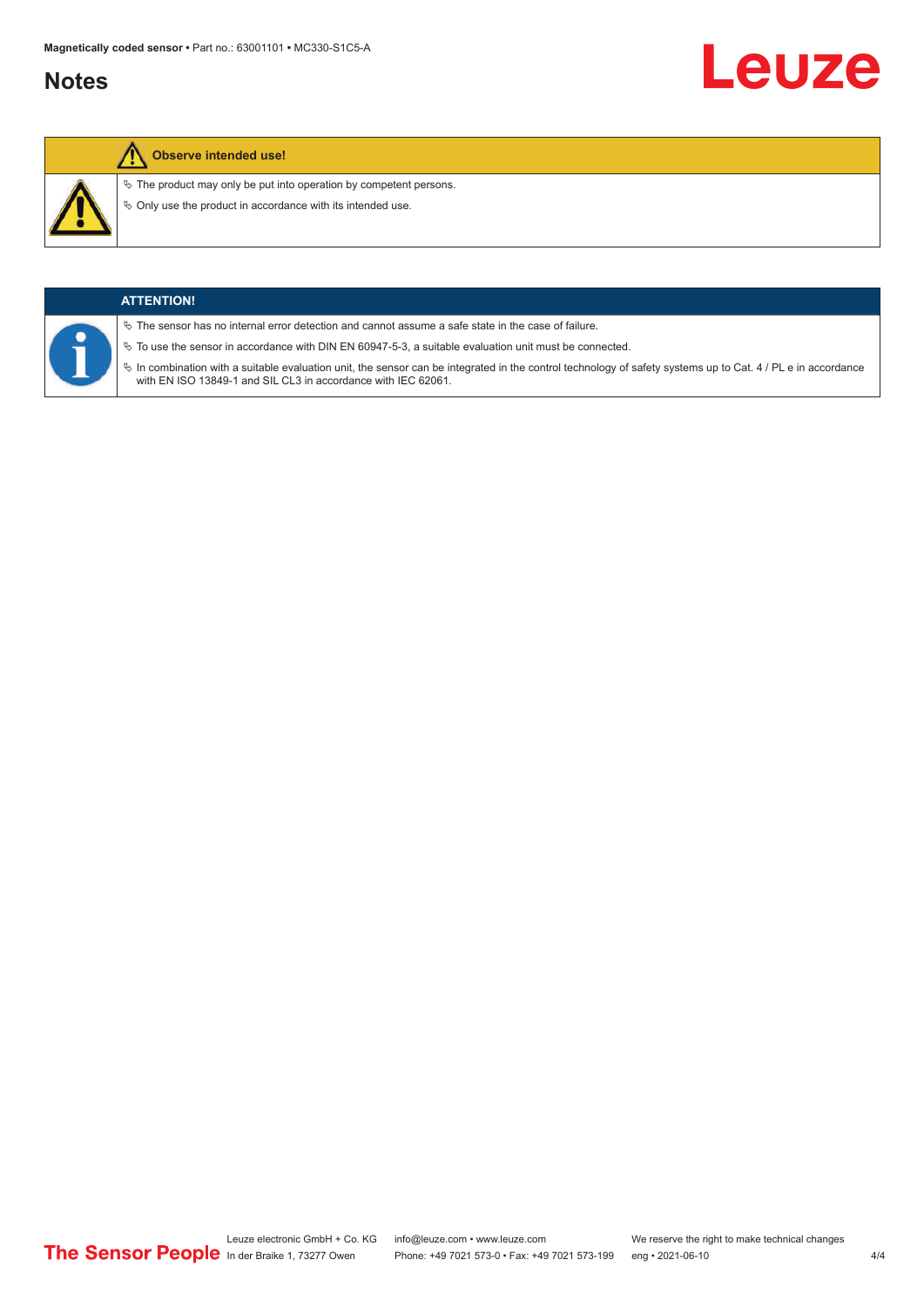# Notes

**Observe intended use!**

- ↳ The product may only be put into operation by competent persons.
- ↳ Only use the product in accordance with its intended use.

**ATTENTION!**

- ↳ The sensor has no internal error detection and cannot assume a safe state in the case of failure.
- ↳ To use the sensor in accordance with DIN EN 60947-5-3, a suitable evaluation unit must be connected.
- ↳ In combination with a suitable evaluation unit, the sensor can be integrated in the control technology of safety systems up to Cat. 4 / PL e in accordance with EN ISO 13849-1 and SIL CL3 in accordance with IEC 62061.